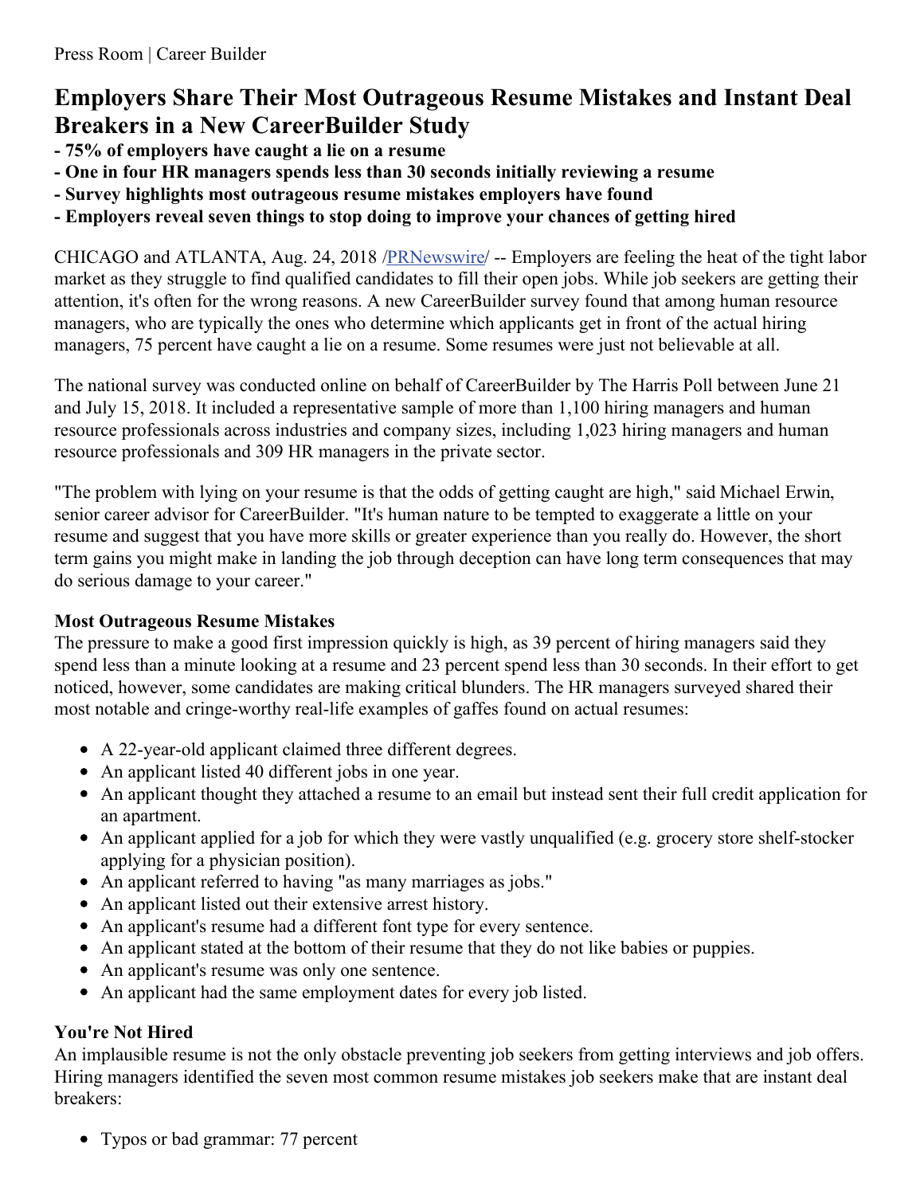Press Room | Career Builder

# Employers Share Their Most Outrageous Resume Mistakes and Instant Deal Breakers in a New CareerBuilder Study

**- 75% of employers have caught a lie on a resume**
**- One in four HR managers spends less than 30 seconds initially reviewing a resume**
**- Survey highlights most outrageous resume mistakes employers have found**
**- Employers reveal seven things to stop doing to improve your chances of getting hired**

CHICAGO and ATLANTA, Aug. 24, 2018 /PRNewswire/ -- Employers are feeling the heat of the tight labor market as they struggle to find qualified candidates to fill their open jobs. While job seekers are getting their attention, it's often for the wrong reasons. A new CareerBuilder survey found that among human resource managers, who are typically the ones who determine which applicants get in front of the actual hiring managers, 75 percent have caught a lie on a resume. Some resumes were just not believable at all.

The national survey was conducted online on behalf of CareerBuilder by The Harris Poll between June 21 and July 15, 2018. It included a representative sample of more than 1,100 hiring managers and human resource professionals across industries and company sizes, including 1,023 hiring managers and human resource professionals and 309 HR managers in the private sector.

"The problem with lying on your resume is that the odds of getting caught are high," said Michael Erwin, senior career advisor for CareerBuilder. "It's human nature to be tempted to exaggerate a little on your resume and suggest that you have more skills or greater experience than you really do. However, the short term gains you might make in landing the job through deception can have long term consequences that may do serious damage to your career."

### Most Outrageous Resume Mistakes

The pressure to make a good first impression quickly is high, as 39 percent of hiring managers said they spend less than a minute looking at a resume and 23 percent spend less than 30 seconds. In their effort to get noticed, however, some candidates are making critical blunders. The HR managers surveyed shared their most notable and cringe-worthy real-life examples of gaffes found on actual resumes:

- A 22-year-old applicant claimed three different degrees.
- An applicant listed 40 different jobs in one year.
- An applicant thought they attached a resume to an email but instead sent their full credit application for an apartment.
- An applicant applied for a job for which they were vastly unqualified (e.g. grocery store shelf-stocker applying for a physician position).
- An applicant referred to having "as many marriages as jobs."
- An applicant listed out their extensive arrest history.
- An applicant's resume had a different font type for every sentence.
- An applicant stated at the bottom of their resume that they do not like babies or puppies.
- An applicant's resume was only one sentence.
- An applicant had the same employment dates for every job listed.

### You're Not Hired

An implausible resume is not the only obstacle preventing job seekers from getting interviews and job offers. Hiring managers identified the seven most common resume mistakes job seekers make that are instant deal breakers:

- Typos or bad grammar: 77 percent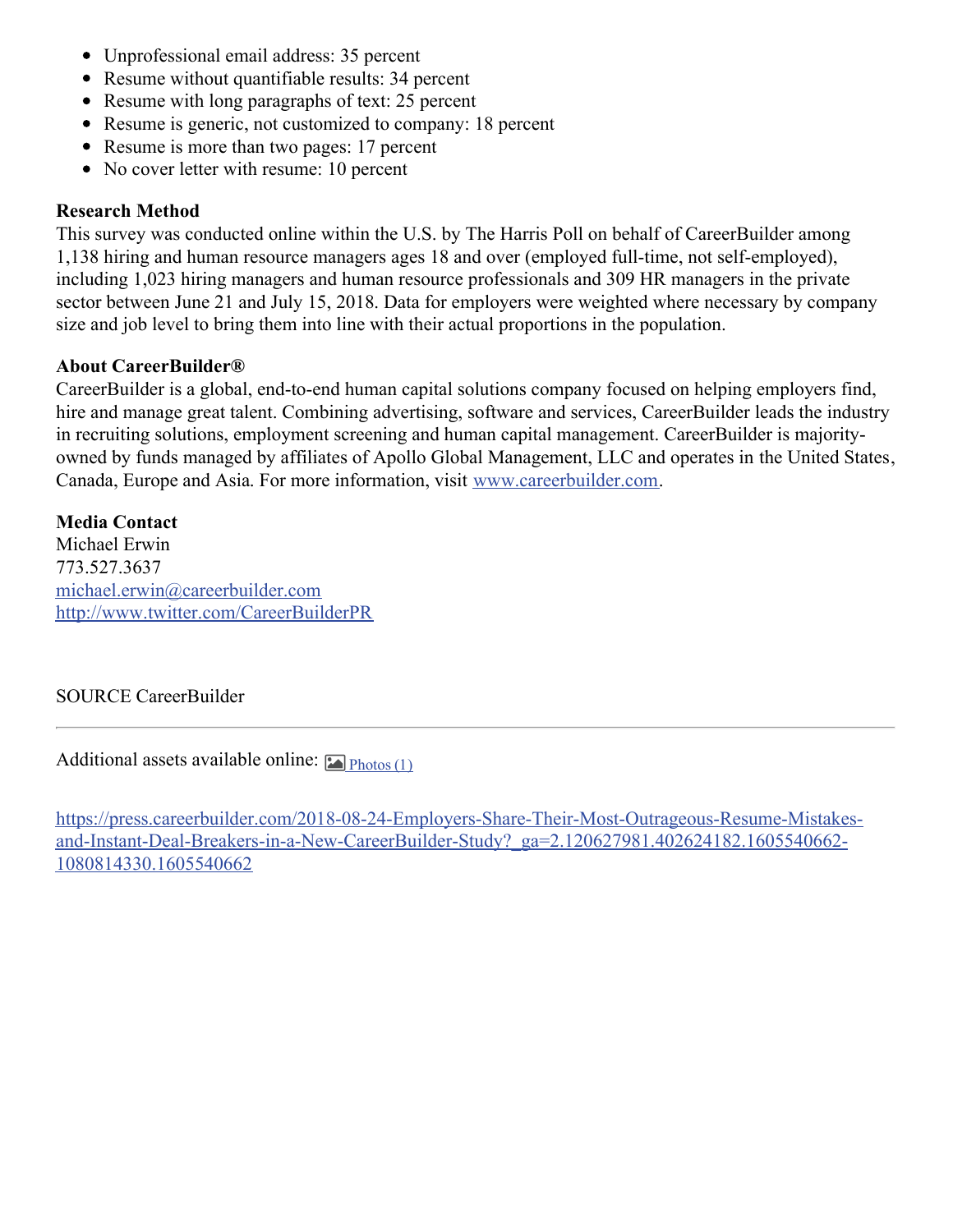- Unprofessional email address: 35 percent
- Resume without quantifiable results: 34 percent
- Resume with long paragraphs of text: 25 percent
- Resume is generic, not customized to company: 18 percent
- Resume is more than two pages: 17 percent
- No cover letter with resume: 10 percent

**Research Method**
This survey was conducted online within the U.S. by The Harris Poll on behalf of CareerBuilder among 1,138 hiring and human resource managers ages 18 and over (employed full-time, not self-employed), including 1,023 hiring managers and human resource professionals and 309 HR managers in the private sector between June 21 and July 15, 2018. Data for employers were weighted where necessary by company size and job level to bring them into line with their actual proportions in the population.

**About CareerBuilder®**
CareerBuilder is a global, end-to-end human capital solutions company focused on helping employers find, hire and manage great talent. Combining advertising, software and services, CareerBuilder leads the industry in recruiting solutions, employment screening and human capital management. CareerBuilder is majority-owned by funds managed by affiliates of Apollo Global Management, LLC and operates in the United States, Canada, Europe and Asia. For more information, visit [www.careerbuilder.com](http://www.careerbuilder.com).

**Media Contact**
Michael Erwin
773.527.3637
[michael.erwin@careerbuilder.com](mailto:michael.erwin@careerbuilder.com)
[http://www.twitter.com/CareerBuilderPR](http://www.twitter.com/CareerBuilderPR)

SOURCE CareerBuilder

---

Additional assets available online: Photos (1)

[https://press.careerbuilder.com/2018-08-24-Employers-Share-Their-Most-Outrageous-Resume-Mistakes-and-Instant-Deal-Breakers-in-a-New-CareerBuilder-Study?_ga=2.120627981.402624182.1605540662-1080814330.1605540662](https://press.careerbuilder.com/2018-08-24-Employers-Share-Their-Most-Outrageous-Resume-Mistakes-and-Instant-Deal-Breakers-in-a-New-CareerBuilder-Study?_ga=2.120627981.402624182.1605540662-1080814330.1605540662)